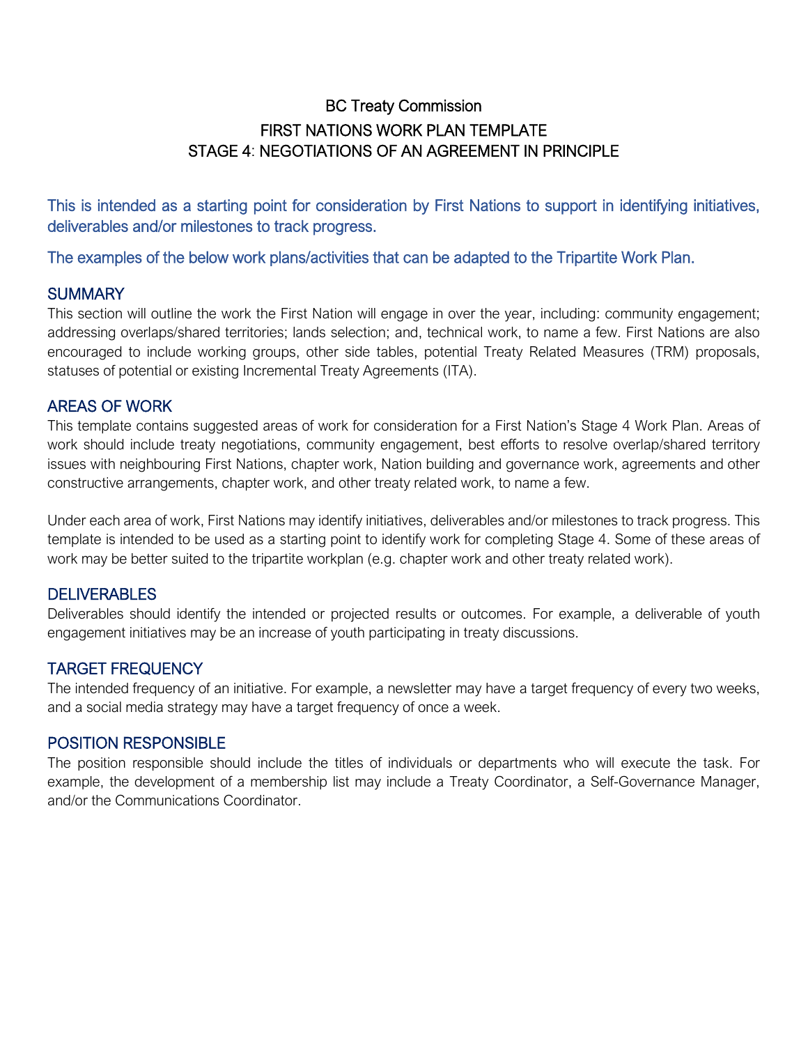# BC Treaty Commission

## FIRST NATIONS WORK PLAN TEMPLATE
## STAGE 4: NEGOTIATIONS OF AN AGREEMENT IN PRINCIPLE

This is intended as a starting point for consideration by First Nations to support in identifying initiatives, deliverables and/or milestones to track progress.

The examples of the below work plans/activities that can be adapted to the Tripartite Work Plan.

### SUMMARY

This section will outline the work the First Nation will engage in over the year, including: community engagement; addressing overlaps/shared territories; lands selection; and, technical work, to name a few. First Nations are also encouraged to include working groups, other side tables, potential Treaty Related Measures (TRM) proposals, statuses of potential or existing Incremental Treaty Agreements (ITA).

### AREAS OF WORK

This template contains suggested areas of work for consideration for a First Nation's Stage 4 Work Plan. Areas of work should include treaty negotiations, community engagement, best efforts to resolve overlap/shared territory issues with neighbouring First Nations, chapter work, Nation building and governance work, agreements and other constructive arrangements, chapter work, and other treaty related work, to name a few.

Under each area of work, First Nations may identify initiatives, deliverables and/or milestones to track progress. This template is intended to be used as a starting point to identify work for completing Stage 4. Some of these areas of work may be better suited to the tripartite workplan (e.g. chapter work and other treaty related work).

### DELIVERABLES

Deliverables should identify the intended or projected results or outcomes. For example, a deliverable of youth engagement initiatives may be an increase of youth participating in treaty discussions.

### TARGET FREQUENCY

The intended frequency of an initiative. For example, a newsletter may have a target frequency of every two weeks, and a social media strategy may have a target frequency of once a week.

### POSITION RESPONSIBLE

The position responsible should include the titles of individuals or departments who will execute the task. For example, the development of a membership list may include a Treaty Coordinator, a Self-Governance Manager, and/or the Communications Coordinator.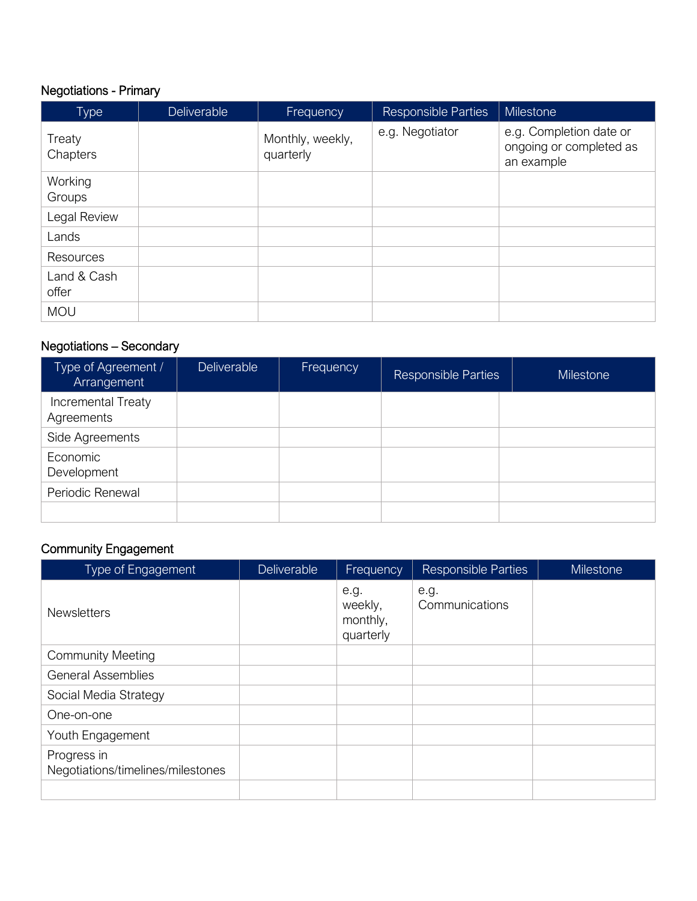### Negotiations - Primary

| Type | Deliverable | Frequency | Responsible Parties | Milestone |
|---|---|---|---|---|
| Treaty Chapters | | Monthly, weekly, quarterly | e.g. Negotiator | e.g. Completion date or ongoing or completed as an example |
| Working Groups | | | | |
| Legal Review | | | | |
| Lands | | | | |
| Resources | | | | |
| Land & Cash offer | | | | |
| MOU | | | | |

### Negotiations – Secondary

| Type of Agreement / Arrangement | Deliverable | Frequency | Responsible Parties | Milestone |
|---|---|---|---|---|
| Incremental Treaty Agreements | | | | |
| Side Agreements | | | | |
| Economic Development | | | | |
| Periodic Renewal | | | | |
| | | | | |

### Community Engagement

| Type of Engagement | Deliverable | Frequency | Responsible Parties | Milestone |
|---|---|---|---|---|
| Newsletters | | e.g. weekly, monthly, quarterly | e.g. Communications | |
| Community Meeting | | | | |
| General Assemblies | | | | |
| Social Media Strategy | | | | |
| One-on-one | | | | |
| Youth Engagement | | | | |
| Progress in Negotiations/timelines/milestones | | | | |
| | | | | |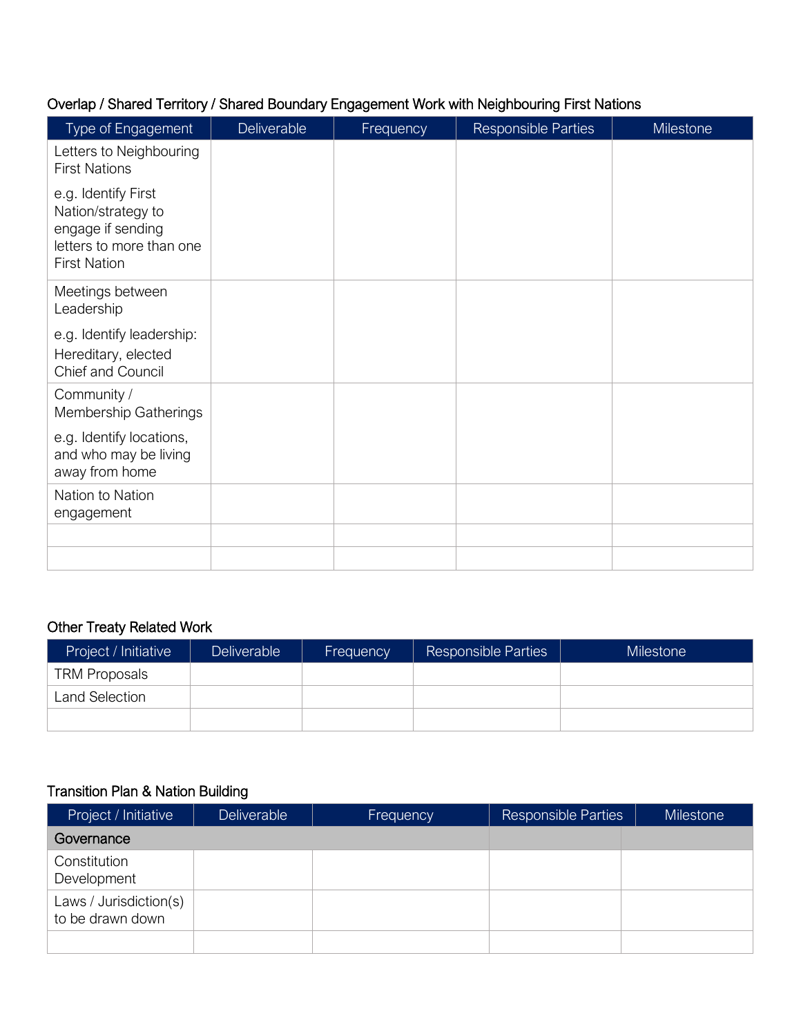### Overlap / Shared Territory / Shared Boundary Engagement Work with Neighbouring First Nations

| Type of Engagement | Deliverable | Frequency | Responsible Parties | Milestone |
|---|---|---|---|---|
| Letters to Neighbouring First Nations<br><br>e.g. Identify First Nation/strategy to engage if sending letters to more than one First Nation | | | | |
| Meetings between Leadership<br><br>e.g. Identify leadership: Hereditary, elected Chief and Council | | | | |
| Community / Membership Gatherings<br><br>e.g. Identify locations, and who may be living away from home | | | | |
| Nation to Nation engagement | | | | |
| | | | | |
| | | | | |

### Other Treaty Related Work

| Project / Initiative | Deliverable | Frequency | Responsible Parties | Milestone |
|---|---|---|---|---|
| TRM Proposals | | | | |
| Land Selection | | | | |
| | | | | |

### Transition Plan & Nation Building

| Project / Initiative | Deliverable | Frequency | Responsible Parties | Milestone |
|---|---|---|---|---|
| **Governance** | | | | |
| Constitution Development | | | | |
| Laws / Jurisdiction(s) to be drawn down | | | | |
| | | | | |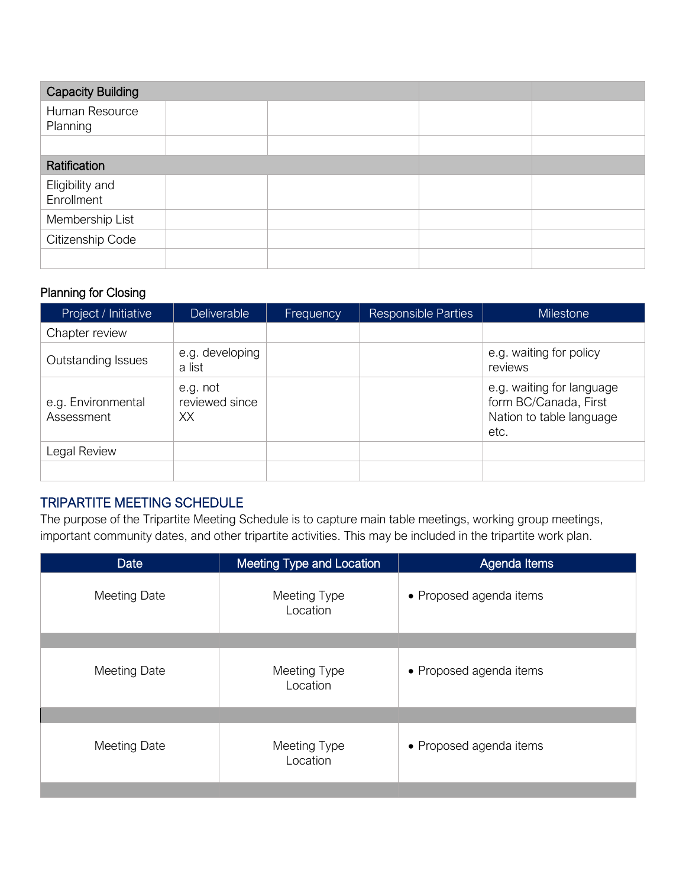| | | | | |
|---|---|---|---|---|
| **Capacity Building** | | | | |
| Human Resource Planning | | | | |
| | | | | |
| **Ratification** | | | | |
| Eligibility and Enrollment | | | | |
| Membership List | | | | |
| Citizenship Code | | | | |
| | | | | |

Planning for Closing

| Project / Initiative | Deliverable | Frequency | Responsible Parties | Milestone |
|---|---|---|---|---|
| Chapter review | | | | |
| Outstanding Issues | e.g. developing a list | | | e.g. waiting for policy reviews |
| e.g. Environmental Assessment | e.g. not reviewed since XX | | | e.g. waiting for language form BC/Canada, First Nation to table language etc. |
| Legal Review | | | | |
| | | | | |

## TRIPARTITE MEETING SCHEDULE

The purpose of the Tripartite Meeting Schedule is to capture main table meetings, working group meetings, important community dates, and other tripartite activities. This may be included in the tripartite work plan.

| Date | Meeting Type and Location | Agenda Items |
|---|---|---|
| Meeting Date | Meeting Type<br>Location | • Proposed agenda items |
| | | |
| Meeting Date | Meeting Type<br>Location | • Proposed agenda items |
| | | |
| Meeting Date | Meeting Type<br>Location | • Proposed agenda items |
| | | |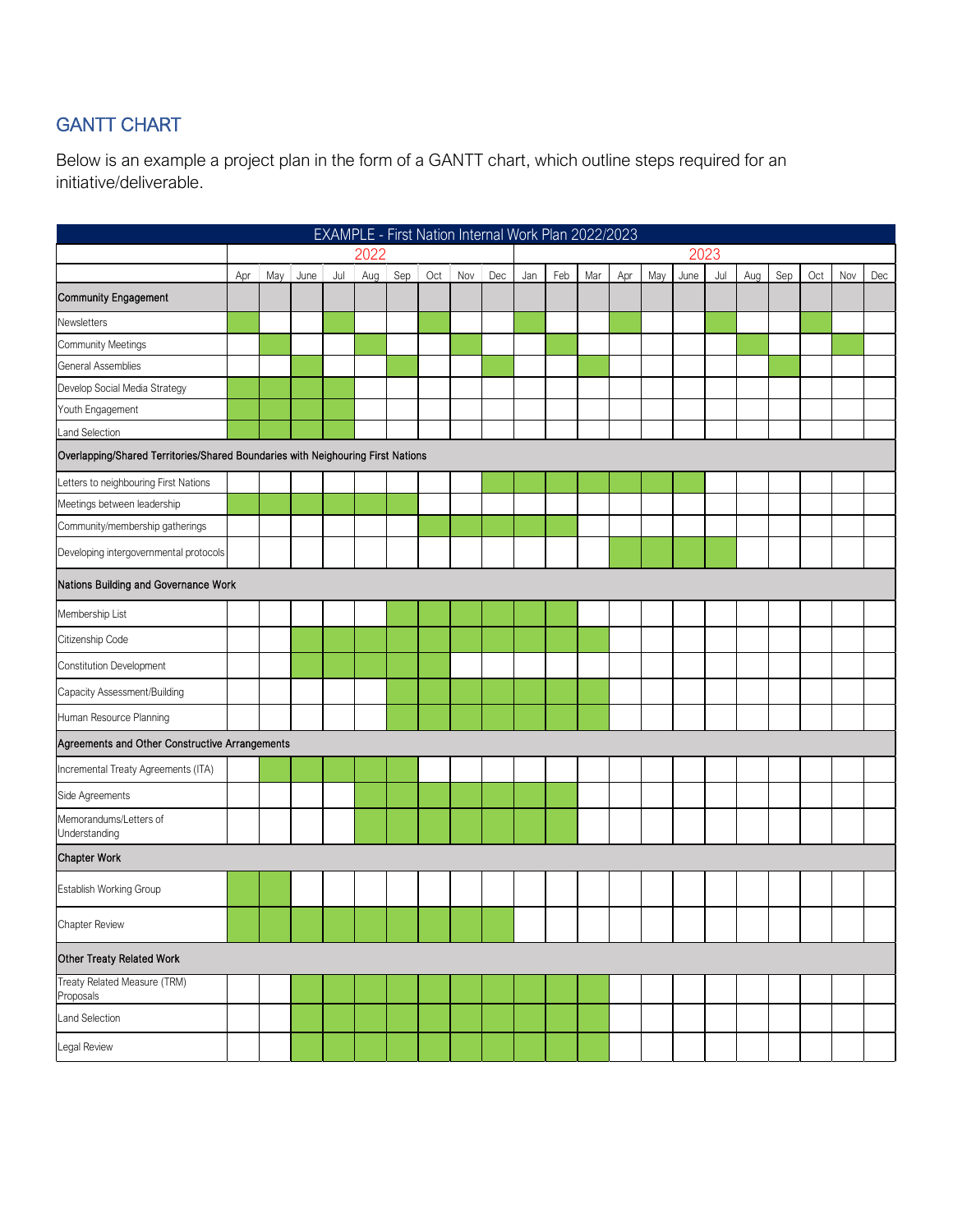## GANTT CHART

Below is an example a project plan in the form of a GANTT chart, which outline steps required for an initiative/deliverable.

EXAMPLE - First Nation Internal Work Plan 2022/2023

2022

2023

Apr May June Jul Aug Sep Oct Nov Dec Jan Feb Mar Apr May June Jul Aug Sep Oct Nov Dec

**Community Engagement**

Newsletters

Community Meetings

General Assemblies

Develop Social Media Strategy

Youth Engagement

Land Selection

**Overlapping/Shared Territories/Shared Boundaries with Neighouring First Nations**

Letters to neighbouring First Nations

Meetings between leadership

Community/membership gatherings

Developing intergovernmental protocols

**Nations Building and Governance Work**

Membership List

Citizenship Code

Constitution Development

Capacity Assessment/Building

Human Resource Planning

**Agreements and Other Constructive Arrangements**

Incremental Treaty Agreements (ITA)

Side Agreements

Memorandums/Letters of Understanding

**Chapter Work**

Establish Working Group

Chapter Review

**Other Treaty Related Work**

Treaty Related Measure (TRM) Proposals

Land Selection

Legal Review